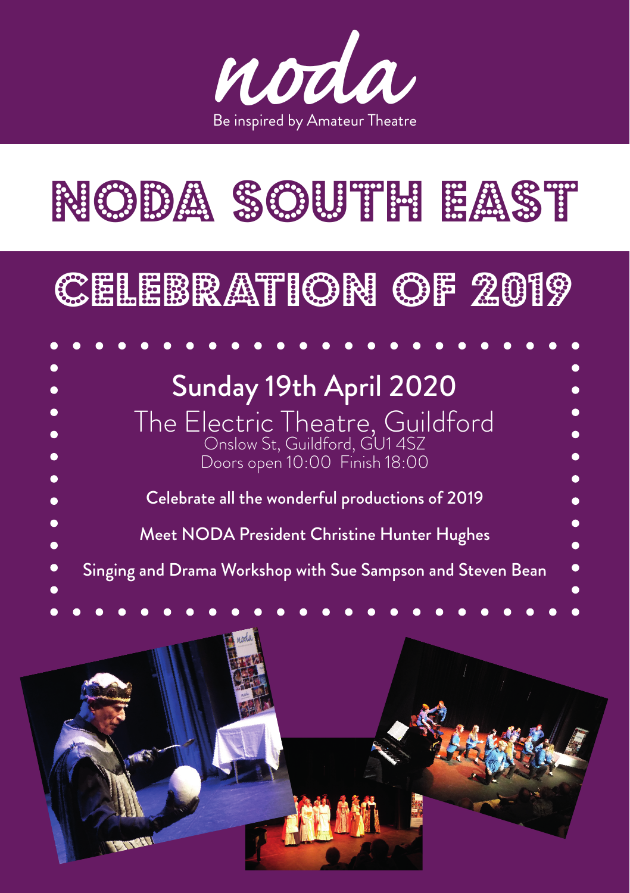noda

Be inspired by Amateur Theatre

# NODA SOUTH EAST

## CELEBRATION OF 2019

**Sunday 19th April 2020**

The Electric Theatre, Guildford

Onslow St, Guildford, GU1 4SZ

Doors open 10:00 Finish 18:00

Celebrate all the wonderful productions of 2019

Meet NODA President Christine Hunter Hughes

Singing and Drama Workshop with Sue Sampson and Steven Bean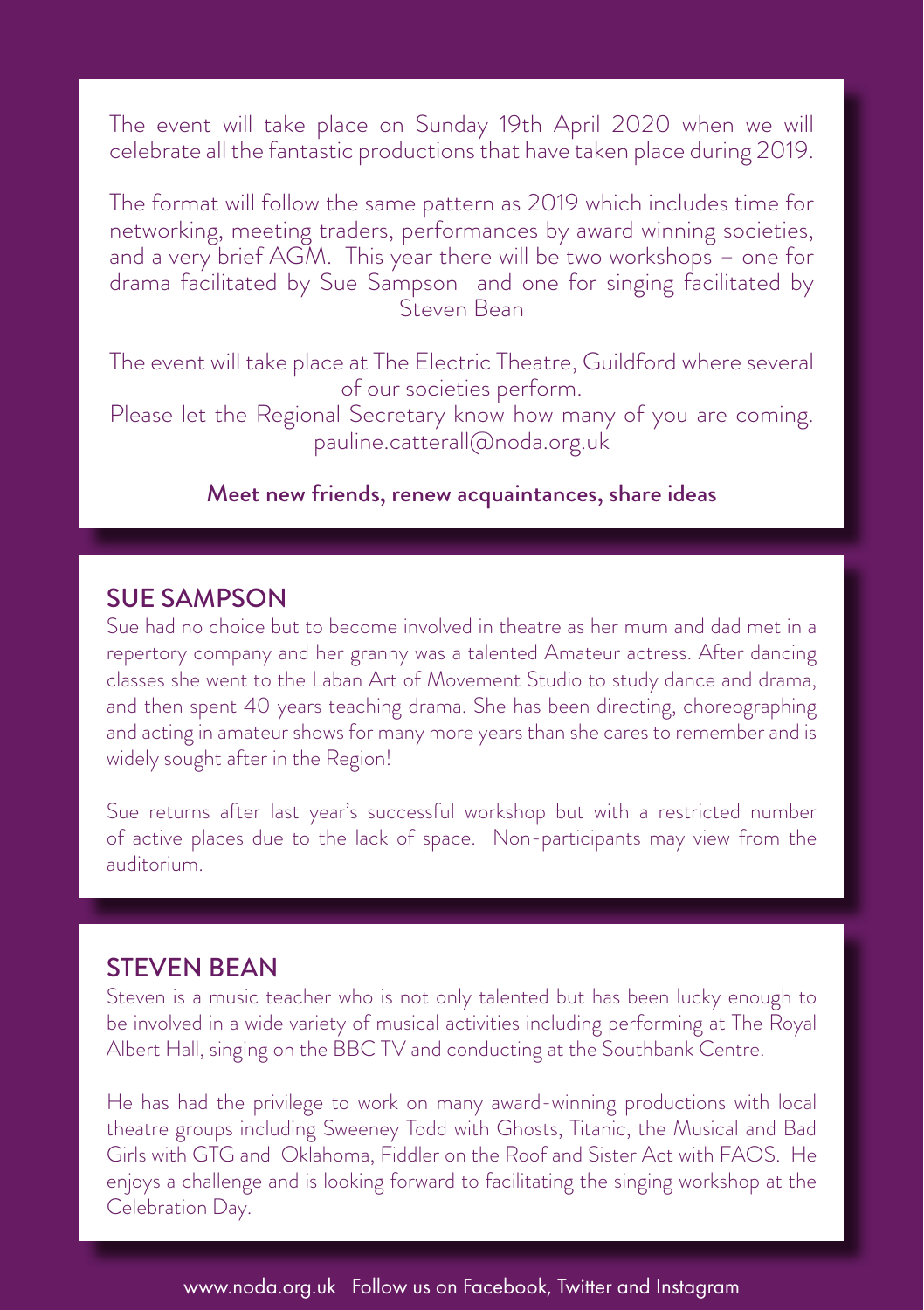The event will take place on Sunday 19th April 2020 when we will celebrate all the fantastic productions that have taken place during 2019.

The format will follow the same pattern as 2019 which includes time for networking, meeting traders, performances by award winning societies, and a very brief AGM. This year there will be two workshops – one for drama facilitated by Sue Sampson and one for singing facilitated by Steven Bean

The event will take place at The Electric Theatre, Guildford where several of our societies perform.
Please let the Regional Secretary know how many of you are coming. pauline.catterall@noda.org.uk

**Meet new friends, renew acquaintances, share ideas**

## SUE SAMPSON

Sue had no choice but to become involved in theatre as her mum and dad met in a repertory company and her granny was a talented Amateur actress. After dancing classes she went to the Laban Art of Movement Studio to study dance and drama, and then spent 40 years teaching drama. She has been directing, choreographing and acting in amateur shows for many more years than she cares to remember and is widely sought after in the Region!

Sue returns after last year's successful workshop but with a restricted number of active places due to the lack of space. Non-participants may view from the auditorium.

## STEVEN BEAN

Steven is a music teacher who is not only talented but has been lucky enough to be involved in a wide variety of musical activities including performing at The Royal Albert Hall, singing on the BBC TV and conducting at the Southbank Centre.

He has had the privilege to work on many award-winning productions with local theatre groups including Sweeney Todd with Ghosts, Titanic, the Musical and Bad Girls with GTG and Oklahoma, Fiddler on the Roof and Sister Act with FAOS. He enjoys a challenge and is looking forward to facilitating the singing workshop at the Celebration Day.

www.noda.org.uk Follow us on Facebook, Twitter and Instagram